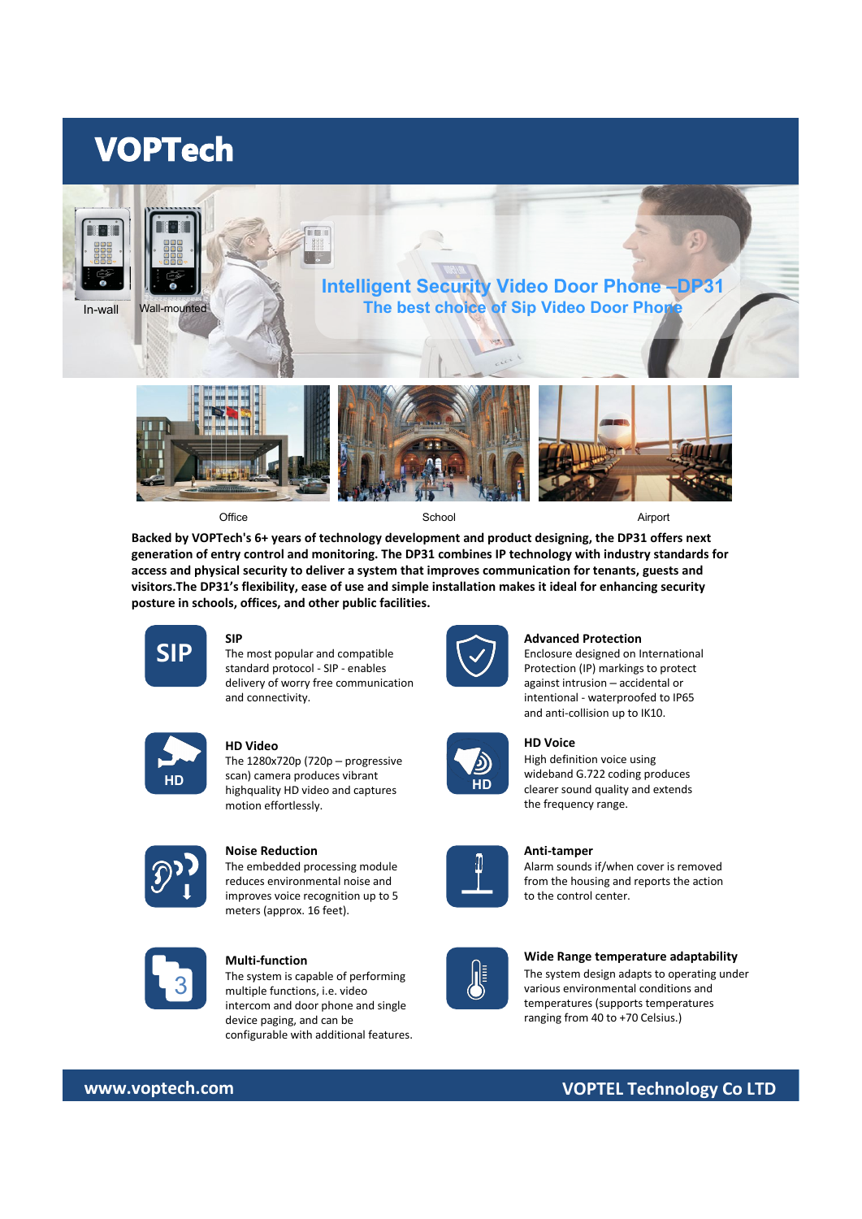# VOPTech

In-wall Wall-mounted

## Intelligent Security Video Door Phone –DP31

### The best choice of Sip Video Door Phone

Office School Airport

**Backed by VOPTech's 6+ years of technology development and product designing, the DP31 offers next generation of entry control and monitoring. The DP31 combines IP technology with industry standards for access and physical security to deliver a system that improves communication for tenants, guests and visitors.The DP31's flexibility, ease of use and simple installation makes it ideal for enhancing security posture in schools, offices, and other public facilities.**

**SIP**
The most popular and compatible standard protocol - SIP - enables delivery of worry free communication and connectivity.

**Advanced Protection**
Enclosure designed on International Protection (IP) markings to protect against intrusion – accidental or intentional - waterproofed to IP65 and anti-collision up to IK10.

**HD Video**
The 1280x720p (720p – progressive scan) camera produces vibrant highquality HD video and captures motion effortlessly.

**HD Voice**
High definition voice using wideband G.722 coding produces clearer sound quality and extends the frequency range.

**Noise Reduction**
The embedded processing module reduces environmental noise and improves voice recognition up to 5 meters (approx. 16 feet).

**Anti-tamper**
Alarm sounds if/when cover is removed from the housing and reports the action to the control center.

**Multi-function**
The system is capable of performing multiple functions, i.e. video intercom and door phone and single device paging, and can be configurable with additional features.

**Wide Range temperature adaptability**
The system design adapts to operating under various environmental conditions and temperatures (supports temperatures ranging from 40 to +70 Celsius.)

www.voptech.com VOPTEL Technology Co LTD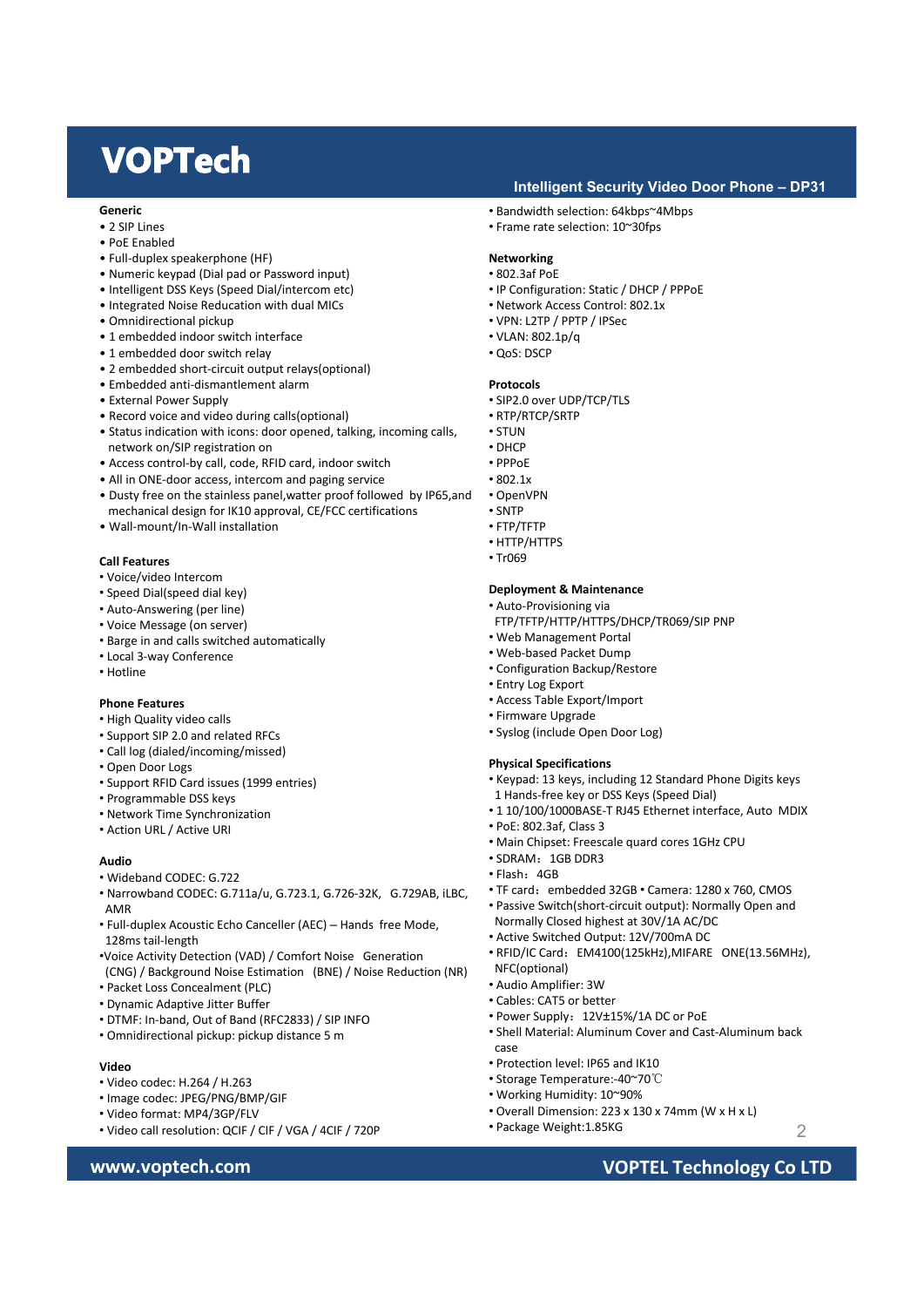# VOPTech

## Intelligent Security Video Door Phone – DP31

### Generic
- 2 SIP Lines
- PoE Enabled
- Full-duplex speakerphone (HF)
- Numeric keypad (Dial pad or Password input)
- Intelligent DSS Keys (Speed Dial/intercom etc)
- Integrated Noise Reducation with dual MICs
- Omnidirectional pickup
- 1 embedded indoor switch interface
- 1 embedded door switch relay
- 2 embedded short-circuit output relays(optional)
- Embedded anti-dismantlement alarm
- External Power Supply
- Record voice and video during calls(optional)
- Status indication with icons: door opened, talking, incoming calls, network on/SIP registration on
- Access control-by call, code, RFID card, indoor switch
- All in ONE-door access, intercom and paging service
- Dusty free on the stainless panel,watter proof followed by IP65,and mechanical design for IK10 approval, CE/FCC certifications
- Wall-mount/In-Wall installation

### Call Features
- Voice/video Intercom
- Speed Dial(speed dial key)
- Auto-Answering (per line)
- Voice Message (on server)
- Barge in and calls switched automatically
- Local 3-way Conference
- Hotline

### Phone Features
- High Quality video calls
- Support SIP 2.0 and related RFCs
- Call log (dialed/incoming/missed)
- Open Door Logs
- Support RFID Card issues (1999 entries)
- Programmable DSS keys
- Network Time Synchronization
- Action URL / Active URI

### Audio
- Wideband CODEC: G.722
- Narrowband CODEC: G.711a/u, G.723.1, G.726-32K, G.729AB, iLBC, AMR
- Full-duplex Acoustic Echo Canceller (AEC) – Hands free Mode, 128ms tail-length
- Voice Activity Detection (VAD) / Comfort Noise Generation (CNG) / Background Noise Estimation (BNE) / Noise Reduction (NR)
- Packet Loss Concealment (PLC)
- Dynamic Adaptive Jitter Buffer
- DTMF: In-band, Out of Band (RFC2833) / SIP INFO
- Omnidirectional pickup: pickup distance 5 m

### Video
- Video codec: H.264 / H.263
- Image codec: JPEG/PNG/BMP/GIF
- Video format: MP4/3GP/FLV
- Video call resolution: QCIF / CIF / VGA / 4CIF / 720P
- Bandwidth selection: 64kbps~4Mbps
- Frame rate selection: 10~30fps

### Networking
- 802.3af PoE
- IP Configuration: Static / DHCP / PPPoE
- Network Access Control: 802.1x
- VPN: L2TP / PPTP / IPSec
- VLAN: 802.1p/q
- QoS: DSCP

### Protocols
- SIP2.0 over UDP/TCP/TLS
- RTP/RTCP/SRTP
- STUN
- DHCP
- PPPoE
- 802.1x
- OpenVPN
- SNTP
- FTP/TFTP
- HTTP/HTTPS
- Tr069

### Deployment & Maintenance
- Auto-Provisioning via FTP/TFTP/HTTP/HTTPS/DHCP/TR069/SIP PNP
- Web Management Portal
- Web-based Packet Dump
- Configuration Backup/Restore
- Entry Log Export
- Access Table Export/Import
- Firmware Upgrade
- Syslog (include Open Door Log)

### Physical Specifications
- Keypad: 13 keys, including 12 Standard Phone Digits keys 1 Hands-free key or DSS Keys (Speed Dial)
- 1 10/100/1000BASE-T RJ45 Ethernet interface, Auto MDIX
- PoE: 802.3af, Class 3
- Main Chipset: Freescale quard cores 1GHz CPU
- SDRAM：1GB DDR3
- Flash：4GB
- TF card：embedded 32GB • Camera: 1280 x 760, CMOS
- Passive Switch(short-circuit output): Normally Open and Normally Closed highest at 30V/1A AC/DC
- Active Switched Output: 12V/700mA DC
- RFID/IC Card：EM4100(125kHz),MIFARE ONE(13.56MHz), NFC(optional)
- Audio Amplifier: 3W
- Cables: CAT5 or better
- Power Supply：12V±15%/1A DC or PoE
- Shell Material: Aluminum Cover and Cast-Aluminum back case
- Protection level: IP65 and IK10
- Storage Temperature:-40~70℃
- Working Humidity: 10~90%
- Overall Dimension: 223 x 130 x 74mm (W x H x L)
- Package Weight:1.85KG

www.voptech.com

VOPTEL Technology Co LTD